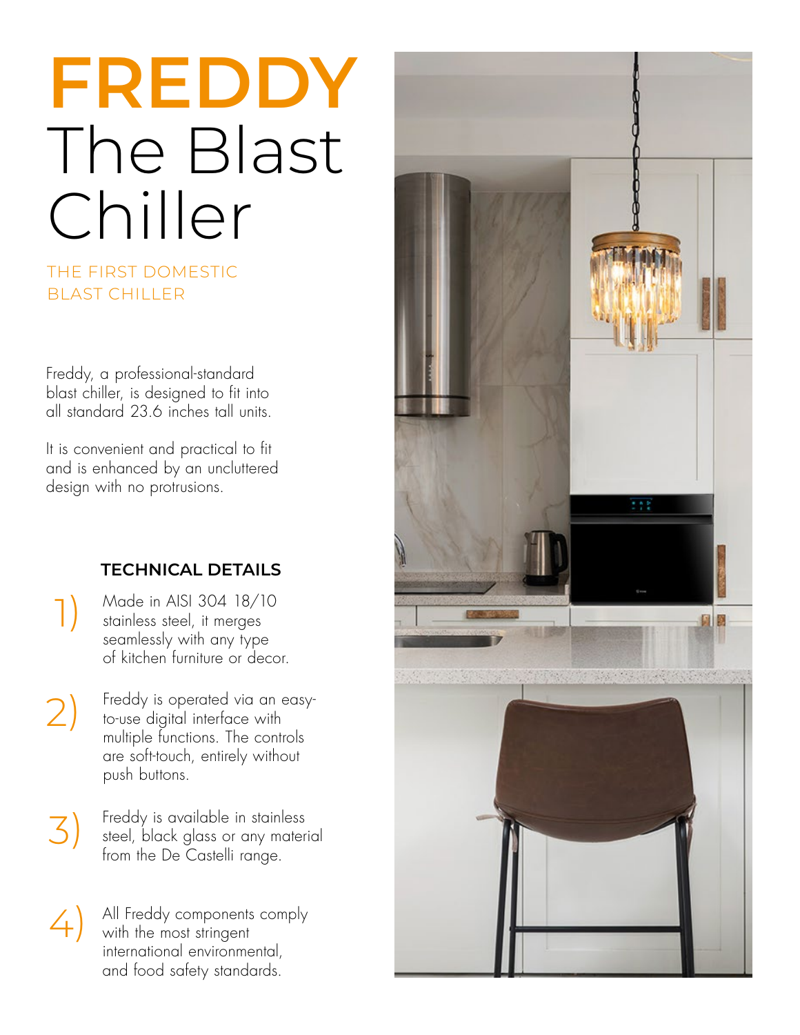# FREDDY
# The Blast Chiller

THE FIRST DOMESTIC BLAST CHILLER

Freddy, a professional-standard blast chiller, is designed to fit into all standard 23.6 inches tall units.

It is convenient and practical to fit and is enhanced by an uncluttered design with no protrusions.

### TECHNICAL DETAILS

1) Made in AISI 304 18/10 stainless steel, it merges seamlessly with any type of kitchen furniture or decor.

2) Freddy is operated via an easy-to-use digital interface with multiple functions. The controls are soft-touch, entirely without push buttons.

3) Freddy is available in stainless steel, black glass or any material from the De Castelli range.

4) All Freddy components comply with the most stringent international environmental, and food safety standards.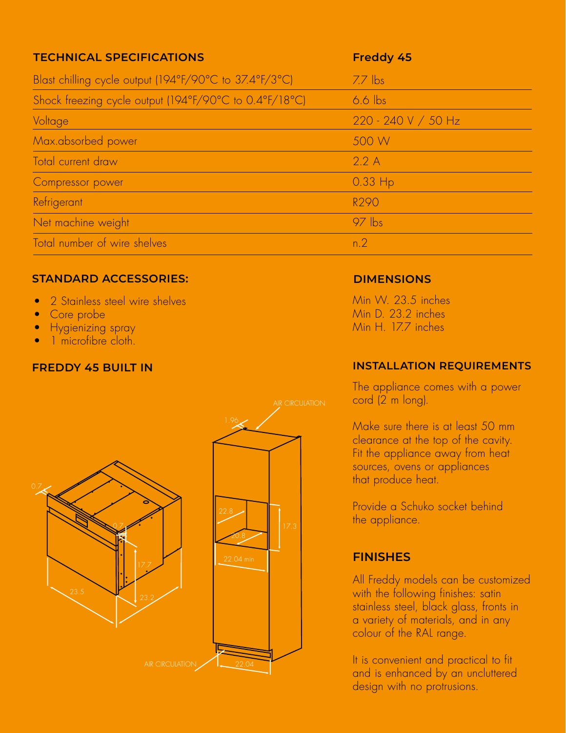| TECHNICAL SPECIFICATIONS | Freddy 45 |
|---|---|
| Blast chilling cycle output (194°F/90°C to 37.4°F/3°C) | 7.7 lbs |
| Shock freezing cycle output (194°F/90°C to 0.4°F/18°C) | 6.6 lbs |
| Voltage | 220 - 240 V / 50 Hz |
| Max.absorbed power | 500 W |
| Total current draw | 2.2 A |
| Compressor power | 0.33 Hp |
| Refrigerant | R290 |
| Net machine weight | 97 lbs |
| Total number of wire shelves | n.2 |

## STANDARD ACCESSORIES:

- 2 Stainless steel wire shelves
- Core probe
- Hygienizing spray
- 1 microfibre cloth.

## FREDDY 45 BUILT IN

AIR CIRCULATION
1.96
0.7
0.7
22.8
20.8
17.3
17.7
22.04 min
23.5
23.2
AIR CIRCULATION
22.04

## DIMENSIONS

Min W. 23.5 inches
Min D. 23.2 inches
Min H. 17.7 inches

## INSTALLATION REQUIREMENTS

The appliance comes with a power cord (2 m long).

Make sure there is at least 50 mm clearance at the top of the cavity. Fit the appliance away from heat sources, ovens or appliances that produce heat.

Provide a Schuko socket behind the appliance.

## FINISHES

All Freddy models can be customized with the following finishes: satin stainless steel, black glass, fronts in a variety of materials, and in any colour of the RAL range.

It is convenient and practical to fit and is enhanced by an uncluttered design with no protrusions.